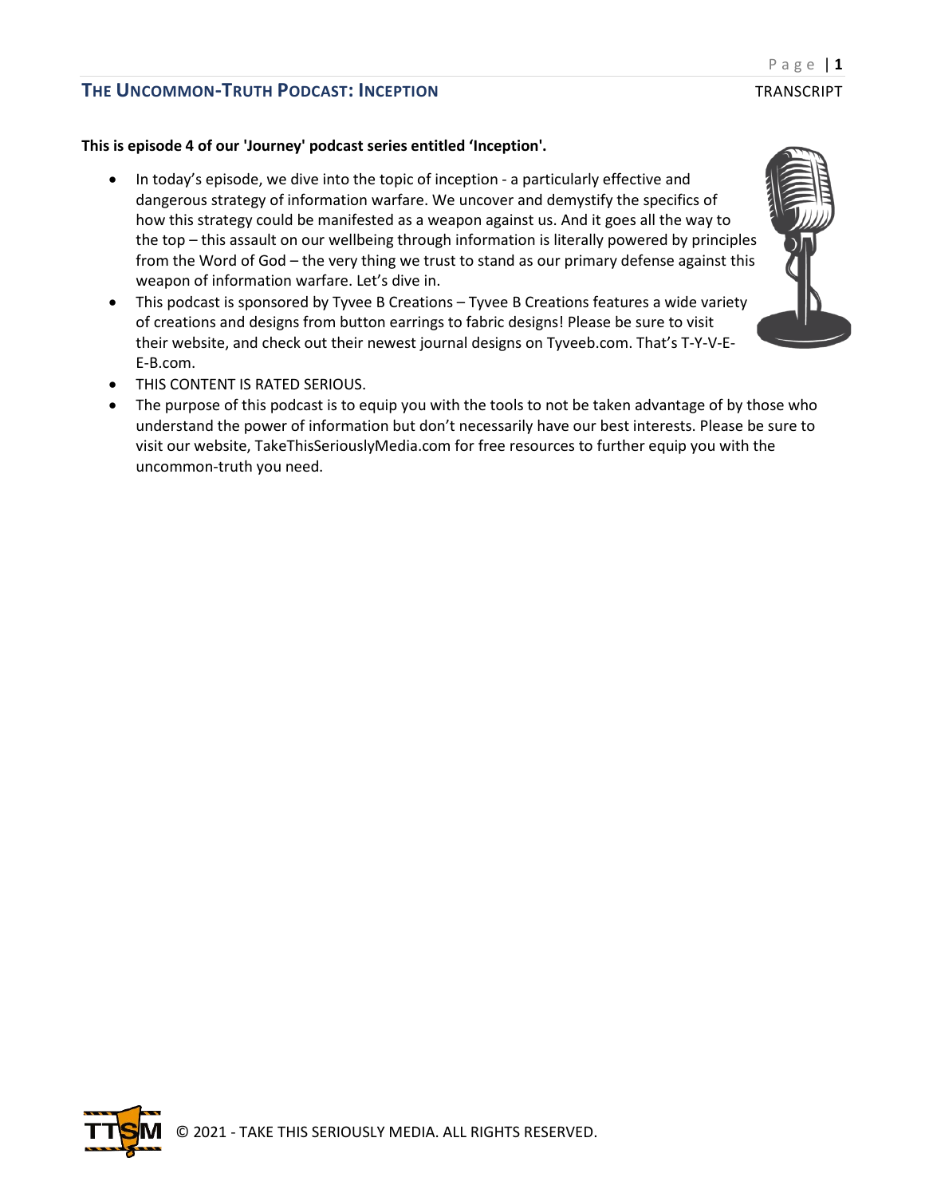**This is episode 4 of our 'Journey' podcast series entitled 'Inception'.**

- In today's episode, we dive into the topic of inception - a particularly effective and dangerous strategy of information warfare. We uncover and demystify the specifics of how this strategy could be manifested as a weapon against us. And it goes all the way to the top – this assault on our wellbeing through information is literally powered by principles from the Word of God – the very thing we trust to stand as our primary defense against this weapon of information warfare. Let's dive in.
- This podcast is sponsored by Tyvee B Creations – Tyvee B Creations features a wide variety of creations and designs from button earrings to fabric designs! Please be sure to visit their website, and check out their newest journal designs on Tyveeb.com. That's T-Y-V-E-E-B.com.
- THIS CONTENT IS RATED SERIOUS.
- The purpose of this podcast is to equip you with the tools to not be taken advantage of by those who understand the power of information but don't necessarily have our best interests. Please be sure to visit our website, TakeThisSeriouslyMedia.com for free resources to further equip you with the uncommon-truth you need.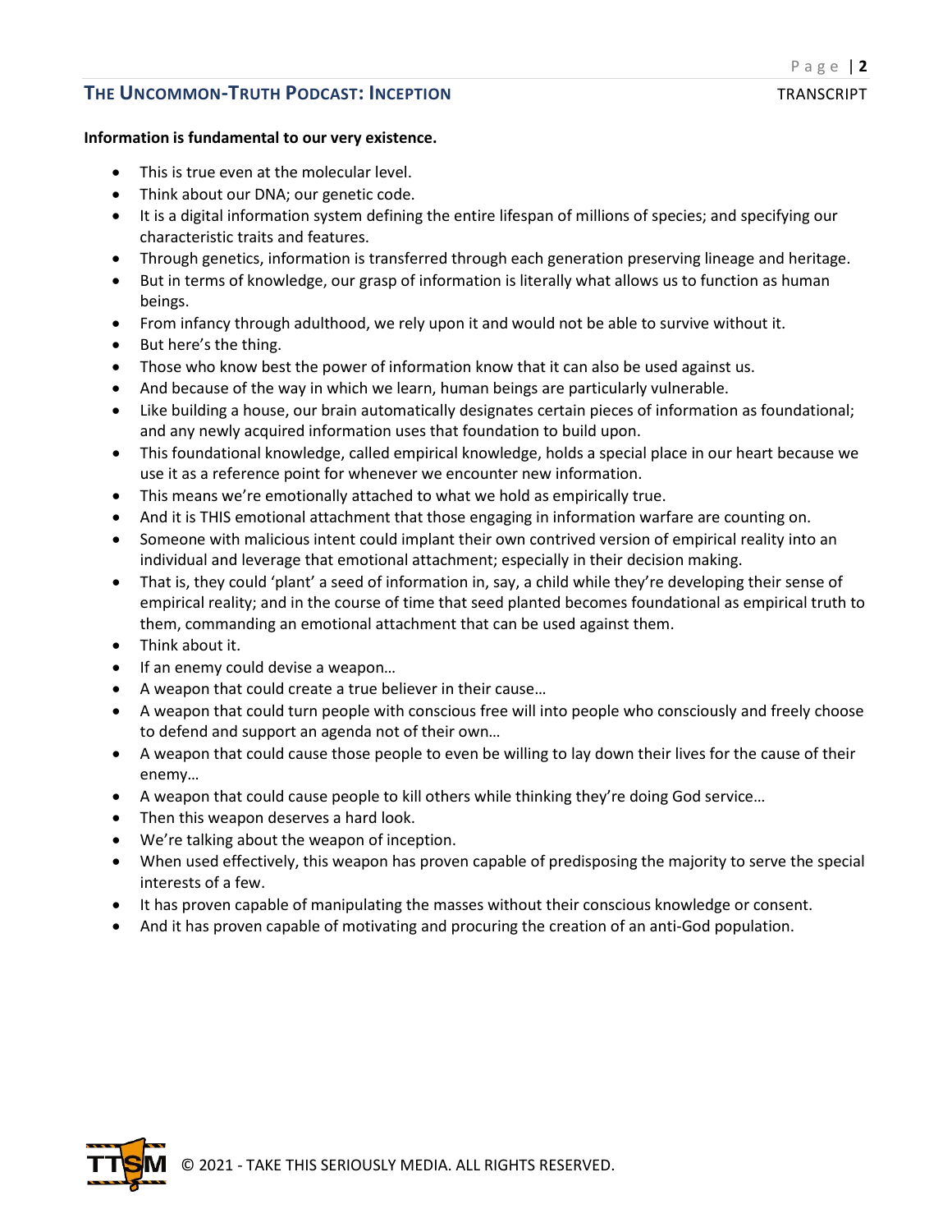**Information is fundamental to our very existence.**

- This is true even at the molecular level.
- Think about our DNA; our genetic code.
- It is a digital information system defining the entire lifespan of millions of species; and specifying our characteristic traits and features.
- Through genetics, information is transferred through each generation preserving lineage and heritage.
- But in terms of knowledge, our grasp of information is literally what allows us to function as human beings.
- From infancy through adulthood, we rely upon it and would not be able to survive without it.
- But here's the thing.
- Those who know best the power of information know that it can also be used against us.
- And because of the way in which we learn, human beings are particularly vulnerable.
- Like building a house, our brain automatically designates certain pieces of information as foundational; and any newly acquired information uses that foundation to build upon.
- This foundational knowledge, called empirical knowledge, holds a special place in our heart because we use it as a reference point for whenever we encounter new information.
- This means we're emotionally attached to what we hold as empirically true.
- And it is THIS emotional attachment that those engaging in information warfare are counting on.
- Someone with malicious intent could implant their own contrived version of empirical reality into an individual and leverage that emotional attachment; especially in their decision making.
- That is, they could 'plant' a seed of information in, say, a child while they're developing their sense of empirical reality; and in the course of time that seed planted becomes foundational as empirical truth to them, commanding an emotional attachment that can be used against them.
- Think about it.
- If an enemy could devise a weapon…
- A weapon that could create a true believer in their cause…
- A weapon that could turn people with conscious free will into people who consciously and freely choose to defend and support an agenda not of their own…
- A weapon that could cause those people to even be willing to lay down their lives for the cause of their enemy…
- A weapon that could cause people to kill others while thinking they're doing God service…
- Then this weapon deserves a hard look.
- We're talking about the weapon of inception.
- When used effectively, this weapon has proven capable of predisposing the majority to serve the special interests of a few.
- It has proven capable of manipulating the masses without their conscious knowledge or consent.
- And it has proven capable of motivating and procuring the creation of an anti-God population.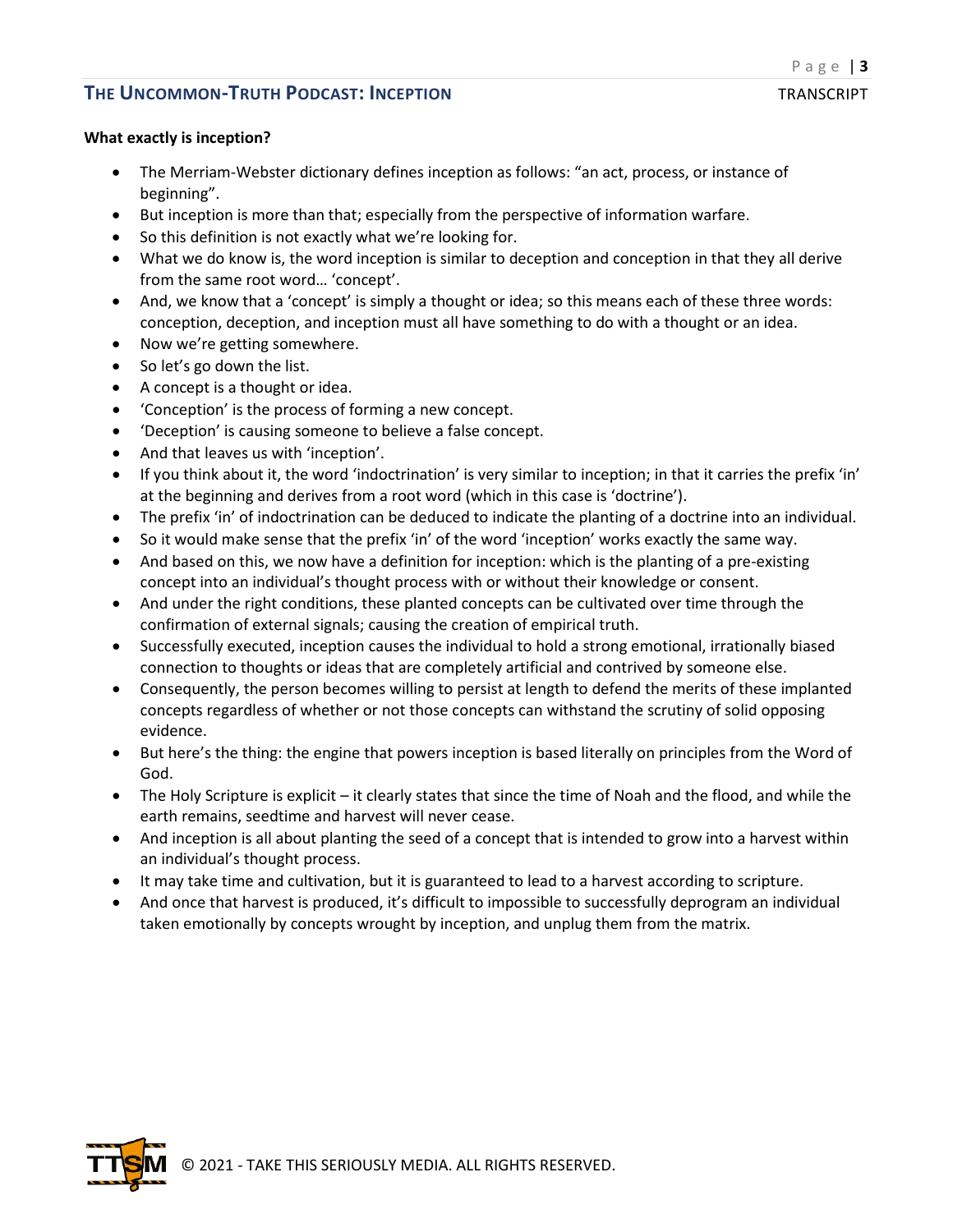**What exactly is inception?**

- The Merriam-Webster dictionary defines inception as follows: "an act, process, or instance of beginning".
- But inception is more than that; especially from the perspective of information warfare.
- So this definition is not exactly what we're looking for.
- What we do know is, the word inception is similar to deception and conception in that they all derive from the same root word… 'concept'.
- And, we know that a 'concept' is simply a thought or idea; so this means each of these three words: conception, deception, and inception must all have something to do with a thought or an idea.
- Now we're getting somewhere.
- So let's go down the list.
- A concept is a thought or idea.
- 'Conception' is the process of forming a new concept.
- 'Deception' is causing someone to believe a false concept.
- And that leaves us with 'inception'.
- If you think about it, the word 'indoctrination' is very similar to inception; in that it carries the prefix 'in' at the beginning and derives from a root word (which in this case is 'doctrine').
- The prefix 'in' of indoctrination can be deduced to indicate the planting of a doctrine into an individual.
- So it would make sense that the prefix 'in' of the word 'inception' works exactly the same way.
- And based on this, we now have a definition for inception: which is the planting of a pre-existing concept into an individual's thought process with or without their knowledge or consent.
- And under the right conditions, these planted concepts can be cultivated over time through the confirmation of external signals; causing the creation of empirical truth.
- Successfully executed, inception causes the individual to hold a strong emotional, irrationally biased connection to thoughts or ideas that are completely artificial and contrived by someone else.
- Consequently, the person becomes willing to persist at length to defend the merits of these implanted concepts regardless of whether or not those concepts can withstand the scrutiny of solid opposing evidence.
- But here's the thing: the engine that powers inception is based literally on principles from the Word of God.
- The Holy Scripture is explicit – it clearly states that since the time of Noah and the flood, and while the earth remains, seedtime and harvest will never cease.
- And inception is all about planting the seed of a concept that is intended to grow into a harvest within an individual's thought process.
- It may take time and cultivation, but it is guaranteed to lead to a harvest according to scripture.
- And once that harvest is produced, it's difficult to impossible to successfully deprogram an individual taken emotionally by concepts wrought by inception, and unplug them from the matrix.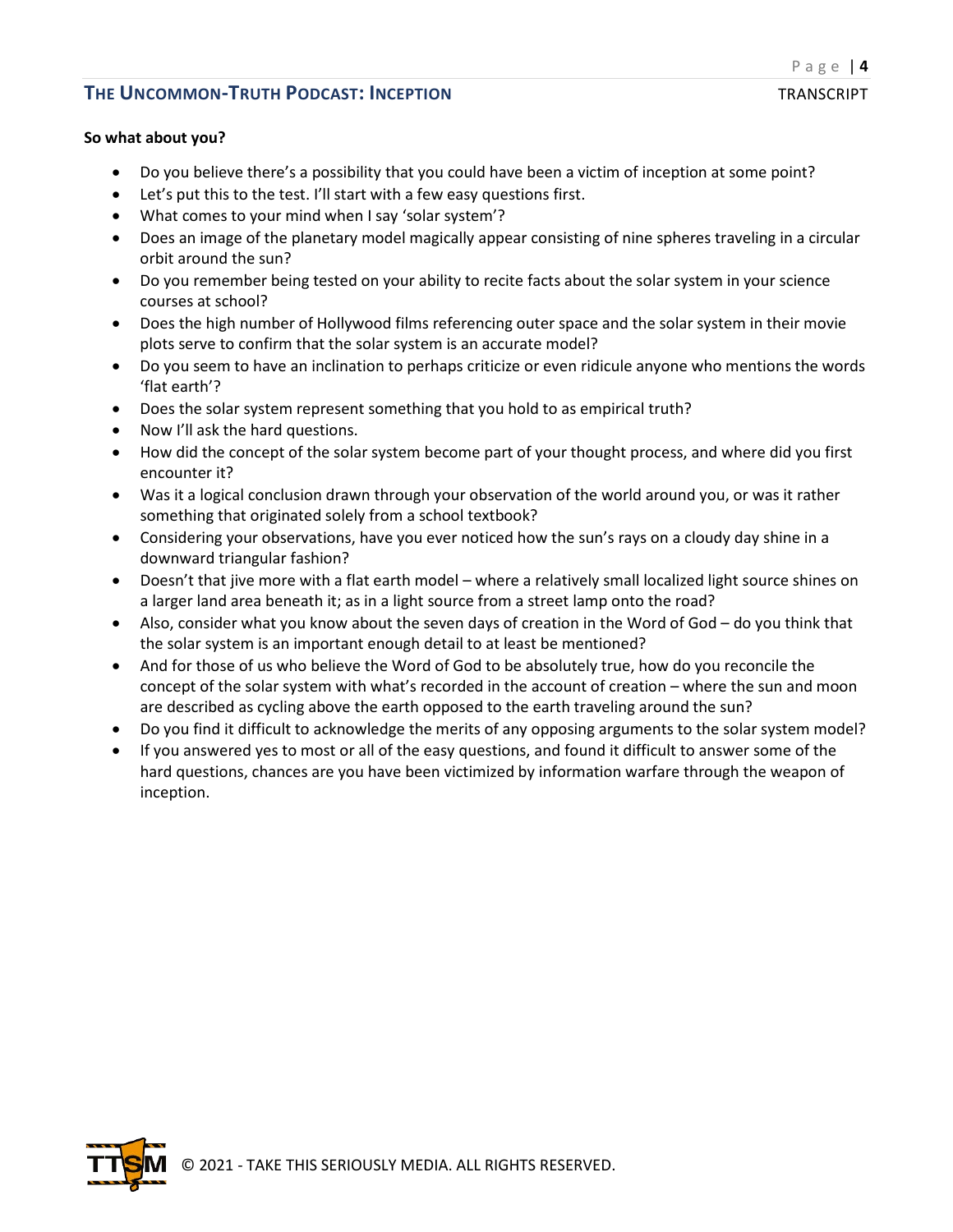**So what about you?**

- Do you believe there's a possibility that you could have been a victim of inception at some point?
- Let's put this to the test. I'll start with a few easy questions first.
- What comes to your mind when I say 'solar system'?
- Does an image of the planetary model magically appear consisting of nine spheres traveling in a circular orbit around the sun?
- Do you remember being tested on your ability to recite facts about the solar system in your science courses at school?
- Does the high number of Hollywood films referencing outer space and the solar system in their movie plots serve to confirm that the solar system is an accurate model?
- Do you seem to have an inclination to perhaps criticize or even ridicule anyone who mentions the words 'flat earth'?
- Does the solar system represent something that you hold to as empirical truth?
- Now I'll ask the hard questions.
- How did the concept of the solar system become part of your thought process, and where did you first encounter it?
- Was it a logical conclusion drawn through your observation of the world around you, or was it rather something that originated solely from a school textbook?
- Considering your observations, have you ever noticed how the sun's rays on a cloudy day shine in a downward triangular fashion?
- Doesn't that jive more with a flat earth model – where a relatively small localized light source shines on a larger land area beneath it; as in a light source from a street lamp onto the road?
- Also, consider what you know about the seven days of creation in the Word of God – do you think that the solar system is an important enough detail to at least be mentioned?
- And for those of us who believe the Word of God to be absolutely true, how do you reconcile the concept of the solar system with what's recorded in the account of creation – where the sun and moon are described as cycling above the earth opposed to the earth traveling around the sun?
- Do you find it difficult to acknowledge the merits of any opposing arguments to the solar system model?
- If you answered yes to most or all of the easy questions, and found it difficult to answer some of the hard questions, chances are you have been victimized by information warfare through the weapon of inception.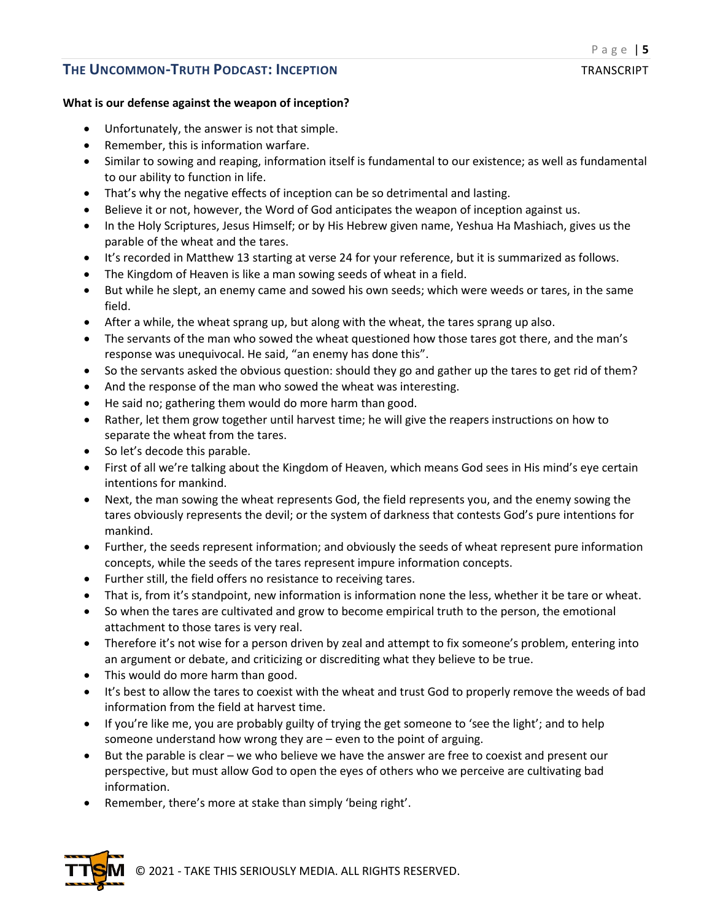**What is our defense against the weapon of inception?**

- Unfortunately, the answer is not that simple.
- Remember, this is information warfare.
- Similar to sowing and reaping, information itself is fundamental to our existence; as well as fundamental to our ability to function in life.
- That's why the negative effects of inception can be so detrimental and lasting.
- Believe it or not, however, the Word of God anticipates the weapon of inception against us.
- In the Holy Scriptures, Jesus Himself; or by His Hebrew given name, Yeshua Ha Mashiach, gives us the parable of the wheat and the tares.
- It's recorded in Matthew 13 starting at verse 24 for your reference, but it is summarized as follows.
- The Kingdom of Heaven is like a man sowing seeds of wheat in a field.
- But while he slept, an enemy came and sowed his own seeds; which were weeds or tares, in the same field.
- After a while, the wheat sprang up, but along with the wheat, the tares sprang up also.
- The servants of the man who sowed the wheat questioned how those tares got there, and the man's response was unequivocal. He said, "an enemy has done this".
- So the servants asked the obvious question: should they go and gather up the tares to get rid of them?
- And the response of the man who sowed the wheat was interesting.
- He said no; gathering them would do more harm than good.
- Rather, let them grow together until harvest time; he will give the reapers instructions on how to separate the wheat from the tares.
- So let's decode this parable.
- First of all we're talking about the Kingdom of Heaven, which means God sees in His mind's eye certain intentions for mankind.
- Next, the man sowing the wheat represents God, the field represents you, and the enemy sowing the tares obviously represents the devil; or the system of darkness that contests God's pure intentions for mankind.
- Further, the seeds represent information; and obviously the seeds of wheat represent pure information concepts, while the seeds of the tares represent impure information concepts.
- Further still, the field offers no resistance to receiving tares.
- That is, from it's standpoint, new information is information none the less, whether it be tare or wheat.
- So when the tares are cultivated and grow to become empirical truth to the person, the emotional attachment to those tares is very real.
- Therefore it's not wise for a person driven by zeal and attempt to fix someone's problem, entering into an argument or debate, and criticizing or discrediting what they believe to be true.
- This would do more harm than good.
- It's best to allow the tares to coexist with the wheat and trust God to properly remove the weeds of bad information from the field at harvest time.
- If you're like me, you are probably guilty of trying the get someone to 'see the light'; and to help someone understand how wrong they are – even to the point of arguing.
- But the parable is clear – we who believe we have the answer are free to coexist and present our perspective, but must allow God to open the eyes of others who we perceive are cultivating bad information.
- Remember, there's more at stake than simply 'being right'.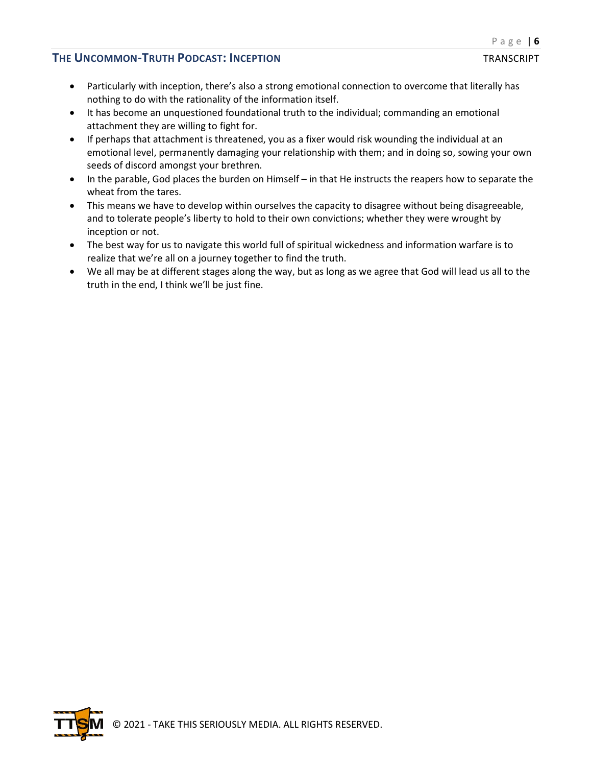- Particularly with inception, there's also a strong emotional connection to overcome that literally has nothing to do with the rationality of the information itself.
- It has become an unquestioned foundational truth to the individual; commanding an emotional attachment they are willing to fight for.
- If perhaps that attachment is threatened, you as a fixer would risk wounding the individual at an emotional level, permanently damaging your relationship with them; and in doing so, sowing your own seeds of discord amongst your brethren.
- In the parable, God places the burden on Himself – in that He instructs the reapers how to separate the wheat from the tares.
- This means we have to develop within ourselves the capacity to disagree without being disagreeable, and to tolerate people's liberty to hold to their own convictions; whether they were wrought by inception or not.
- The best way for us to navigate this world full of spiritual wickedness and information warfare is to realize that we're all on a journey together to find the truth.
- We all may be at different stages along the way, but as long as we agree that God will lead us all to the truth in the end, I think we'll be just fine.